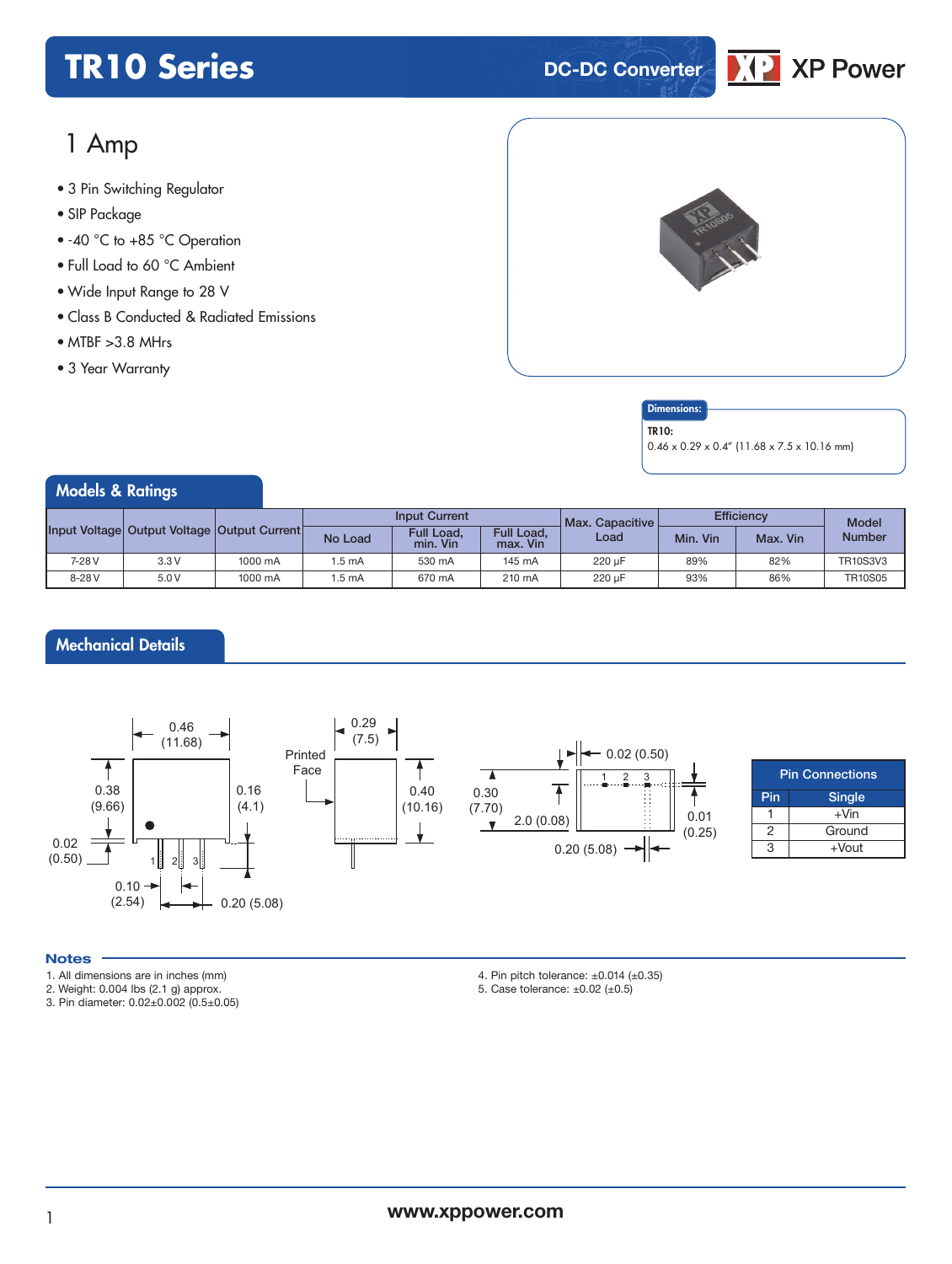# TR10 Series

DC-DC Converter

XP Power

## 1 Amp

- 3 Pin Switching Regulator
- SIP Package
- -40 °C to +85 °C Operation
- Full Load to 60 °C Ambient
- Wide Input Range to 28 V
- Class B Conducted & Radiated Emissions
- MTBF >3.8 MHrs
- 3 Year Warranty

**Dimensions:**

**TR10:**
0.46 x 0.29 x 0.4" (11.68 x 7.5 x 10.16 mm)

## Models & Ratings

| Input Voltage | Output Voltage | Output Current | Input Current | | | Max. Capacitive Load | Efficiency | | Model Number |
|---|---|---|---|---|---|---|---|---|---|
| | | | No Load | Full Load, min. Vin | Full Load, max. Vin | | Min. Vin | Max. Vin | |
| 7-28 V | 3.3 V | 1000 mA | 1.5 mA | 530 mA | 145 mA | 220 µF | 89% | 82% | TR10S3V3 |
| 8-28 V | 5.0 V | 1000 mA | 1.5 mA | 670 mA | 210 mA | 220 µF | 93% | 86% | TR10S05 |

## Mechanical Details

| Pin Connections | |
|---|---|
| Pin | Single |
| 1 | +Vin |
| 2 | Ground |
| 3 | +Vout |

### Notes

1. All dimensions are in inches (mm)
2. Weight: 0.004 lbs (2.1 g) approx.
3. Pin diameter: 0.02±0.002 (0.5±0.05)
4. Pin pitch tolerance: ±0.014 (±0.35)
5. Case tolerance: ±0.02 (±0.5)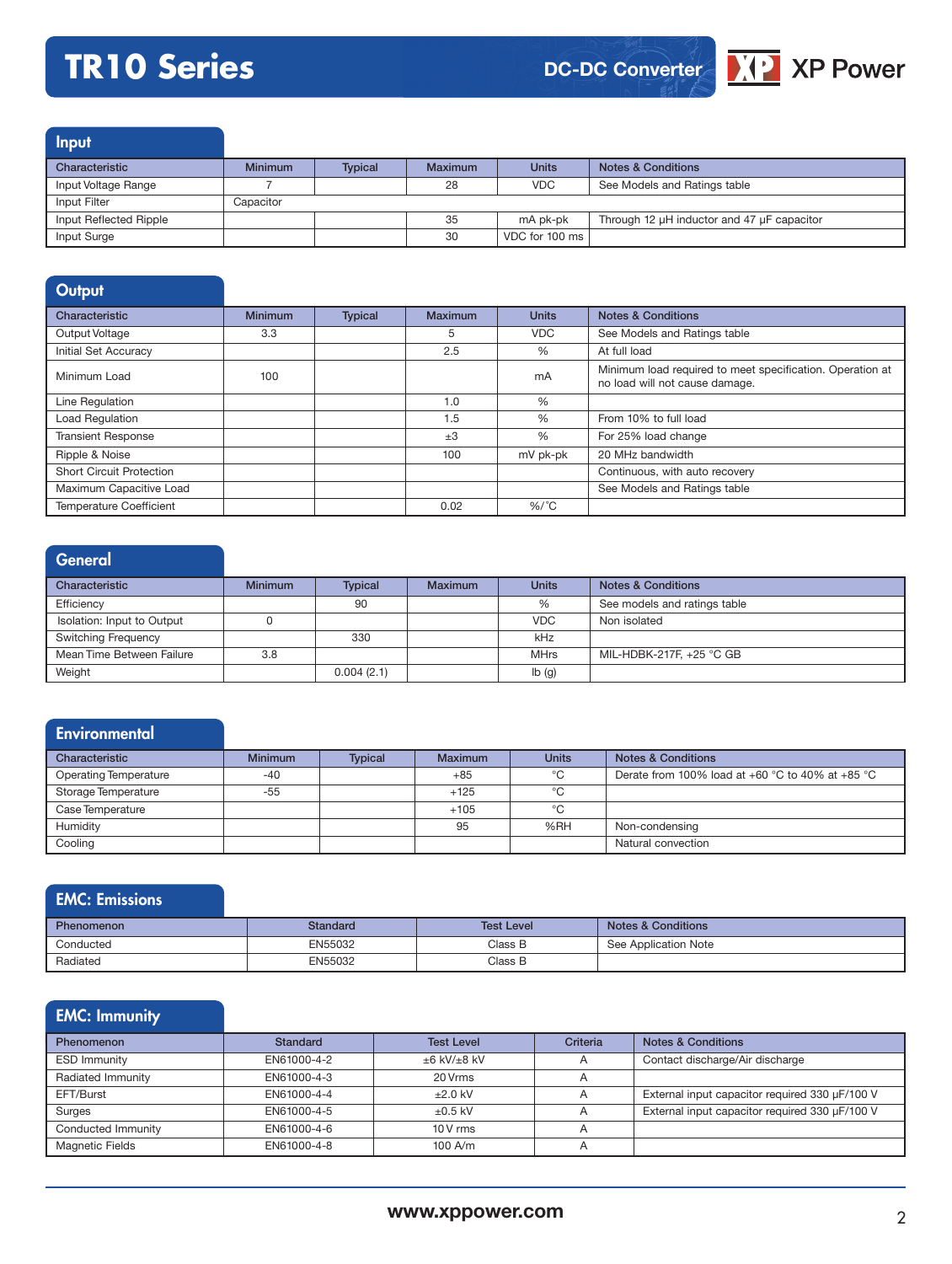# TR10 Series

DC-DC Converter

## Input

| Characteristic | Minimum | Typical | Maximum | Units | Notes & Conditions |
|---|---|---|---|---|---|
| Input Voltage Range | 7 | | 28 | VDC | See Models and Ratings table |
| Input Filter | Capacitor | | | | |
| Input Reflected Ripple | | | 35 | mA pk-pk | Through 12 µH inductor and 47 µF capacitor |
| Input Surge | | | 30 | VDC for 100 ms | |

## Output

| Characteristic | Minimum | Typical | Maximum | Units | Notes & Conditions |
|---|---|---|---|---|---|
| Output Voltage | 3.3 | | 5 | VDC | See Models and Ratings table |
| Initial Set Accuracy | | | 2.5 | % | At full load |
| Minimum Load | 100 | | | mA | Minimum load required to meet specification. Operation at no load will not cause damage. |
| Line Regulation | | | 1.0 | % | |
| Load Regulation | | | 1.5 | % | From 10% to full load |
| Transient Response | | | ±3 | % | For 25% load change |
| Ripple & Noise | | | 100 | mV pk-pk | 20 MHz bandwidth |
| Short Circuit Protection | | | | | Continuous, with auto recovery |
| Maximum Capacitive Load | | | | | See Models and Ratings table |
| Temperature Coefficient | | | 0.02 | %/˚C | |

## General

| Characteristic | Minimum | Typical | Maximum | Units | Notes & Conditions |
|---|---|---|---|---|---|
| Efficiency | | 90 | | % | See models and ratings table |
| Isolation: Input to Output | 0 | | | VDC | Non isolated |
| Switching Frequency | | 330 | | kHz | |
| Mean Time Between Failure | 3.8 | | | MHrs | MIL-HDBK-217F, +25 °C GB |
| Weight | | 0.004 (2.1) | | lb (g) | |

## Environmental

| Characteristic | Minimum | Typical | Maximum | Units | Notes & Conditions |
|---|---|---|---|---|---|
| Operating Temperature | -40 | | +85 | °C | Derate from 100% load at +60 °C to 40% at +85 °C |
| Storage Temperature | -55 | | +125 | °C | |
| Case Temperature | | | +105 | °C | |
| Humidity | | | 95 | %RH | Non-condensing |
| Cooling | | | | | Natural convection |

## EMC: Emissions

| Phenomenon | Standard | Test Level | Notes & Conditions |
|---|---|---|---|
| Conducted | EN55032 | Class B | See Application Note |
| Radiated | EN55032 | Class B | |

## EMC: Immunity

| Phenomenon | Standard | Test Level | Criteria | Notes & Conditions |
|---|---|---|---|---|
| ESD Immunity | EN61000-4-2 | ±6 kV/±8 kV | A | Contact discharge/Air discharge |
| Radiated Immunity | EN61000-4-3 | 20 Vrms | A | |
| EFT/Burst | EN61000-4-4 | ±2.0 kV | A | External input capacitor required 330 µF/100 V |
| Surges | EN61000-4-5 | ±0.5 kV | A | External input capacitor required 330 µF/100 V |
| Conducted Immunity | EN61000-4-6 | 10 V rms | A | |
| Magnetic Fields | EN61000-4-8 | 100 A/m | A | |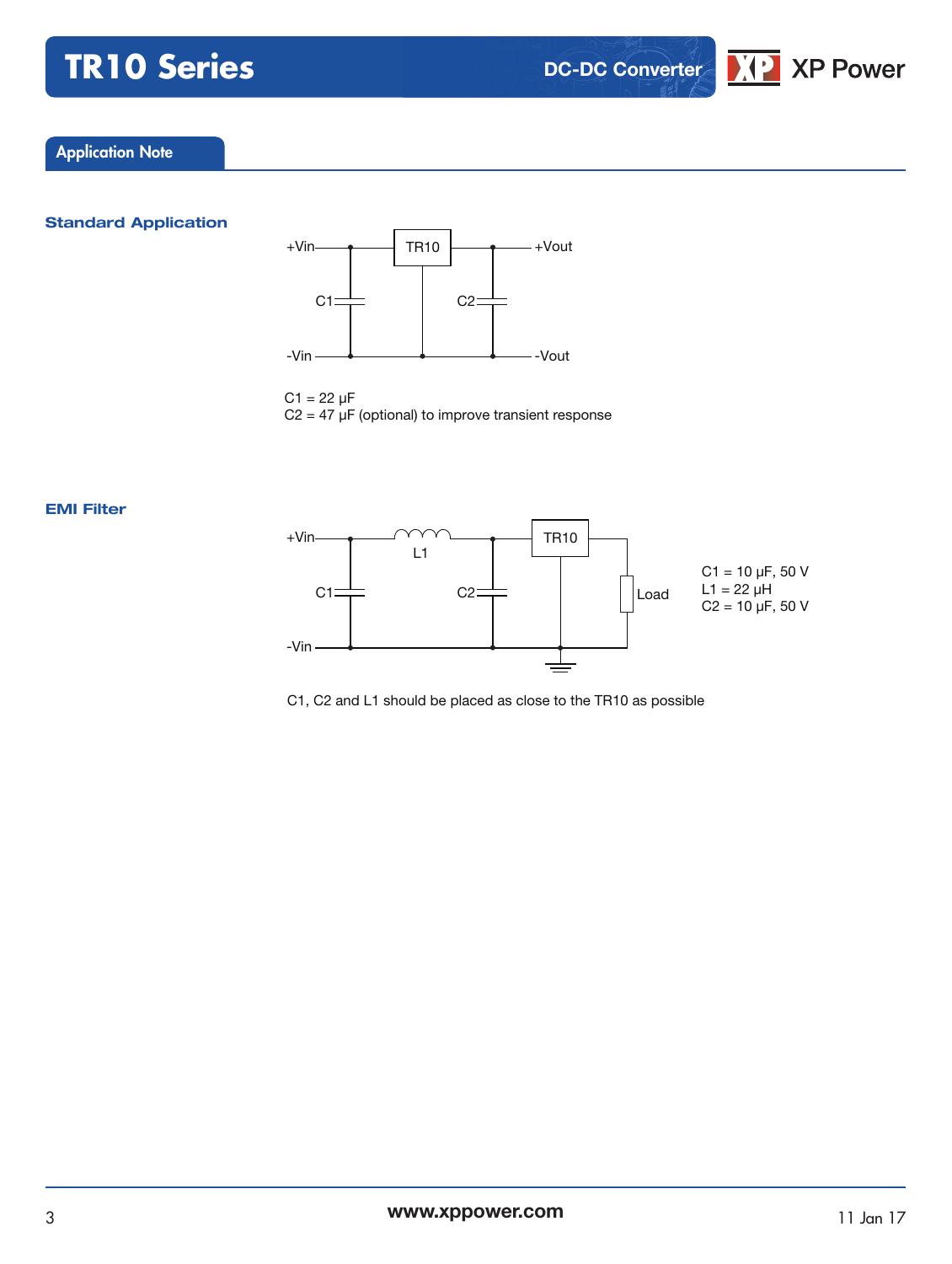## Application Note

### Standard Application

+Vin

TR10

+Vout

C1

C2

-Vin

-Vout

C1 = 22 µF
C2 = 47 µF (optional) to improve transient response

### EMI Filter

+Vin

L1

TR10

C1

C2

Load

-Vin

C1 = 10 µF, 50 V
L1 = 22 µH
C2 = 10 µF, 50 V

C1, C2 and L1 should be placed as close to the TR10 as possible